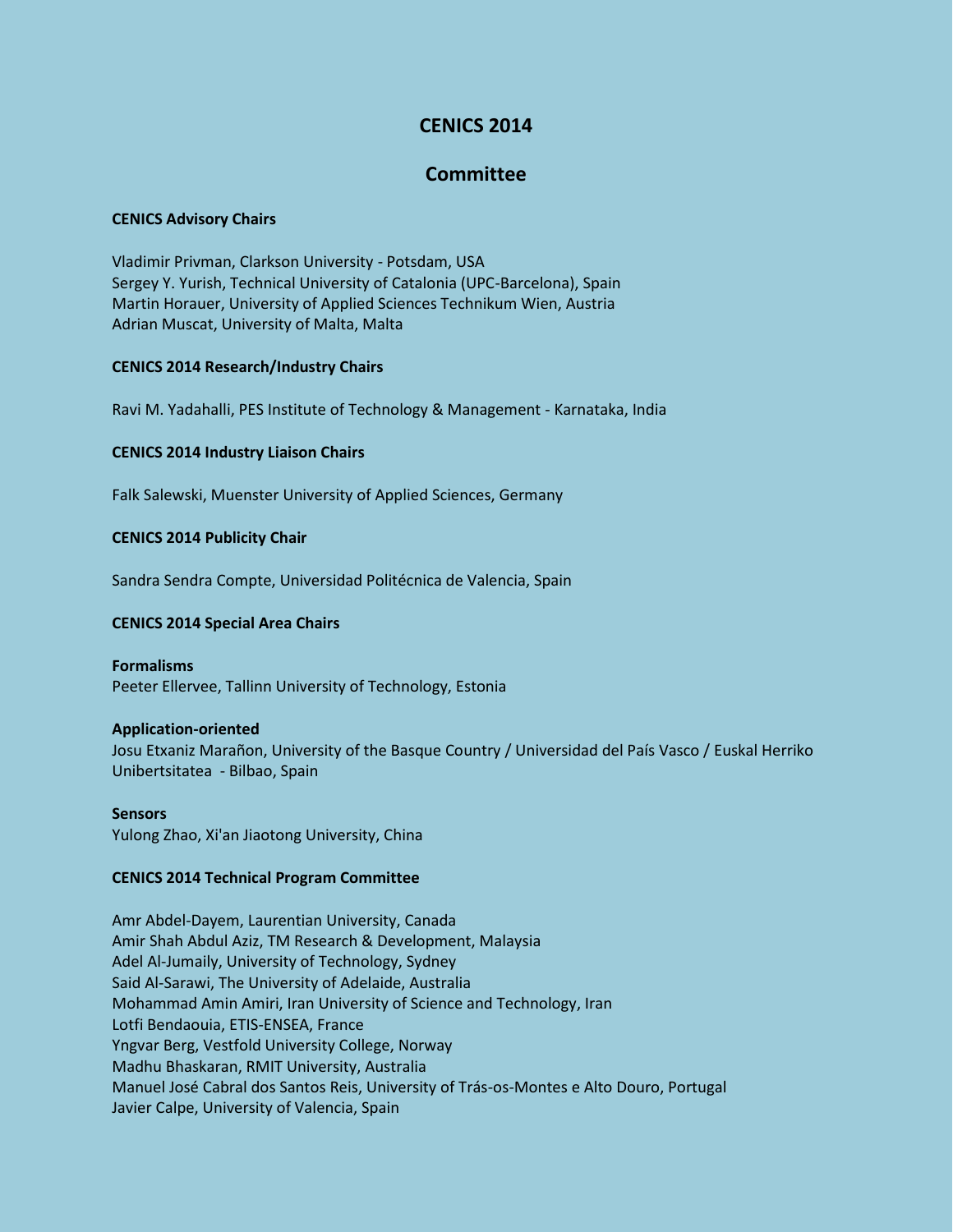# CENICS 2014

## Committee

**CENICS Advisory Chairs**

Vladimir Privman, Clarkson University - Potsdam, USA
Sergey Y. Yurish, Technical University of Catalonia (UPC-Barcelona), Spain
Martin Horauer, University of Applied Sciences Technikum Wien, Austria
Adrian Muscat, University of Malta, Malta

**CENICS 2014 Research/Industry Chairs**

Ravi M. Yadahalli, PES Institute of Technology & Management - Karnataka, India

**CENICS 2014 Industry Liaison Chairs**

Falk Salewski, Muenster University of Applied Sciences, Germany

**CENICS 2014 Publicity Chair**

Sandra Sendra Compte, Universidad Politécnica de Valencia, Spain

**CENICS 2014 Special Area Chairs**

**Formalisms**
Peeter Ellervee, Tallinn University of Technology, Estonia

**Application-oriented**
Josu Etxaniz Marañon, University of the Basque Country / Universidad del País Vasco / Euskal Herriko Unibertsitatea - Bilbao, Spain

**Sensors**
Yulong Zhao, Xi'an Jiaotong University, China

**CENICS 2014 Technical Program Committee**

Amr Abdel-Dayem, Laurentian University, Canada
Amir Shah Abdul Aziz, TM Research & Development, Malaysia
Adel Al-Jumaily, University of Technology, Sydney
Said Al-Sarawi, The University of Adelaide, Australia
Mohammad Amin Amiri, Iran University of Science and Technology, Iran
Lotfi Bendaouia, ETIS-ENSEA, France
Yngvar Berg, Vestfold University College, Norway
Madhu Bhaskaran, RMIT University, Australia
Manuel José Cabral dos Santos Reis, University of Trás-os-Montes e Alto Douro, Portugal
Javier Calpe, University of Valencia, Spain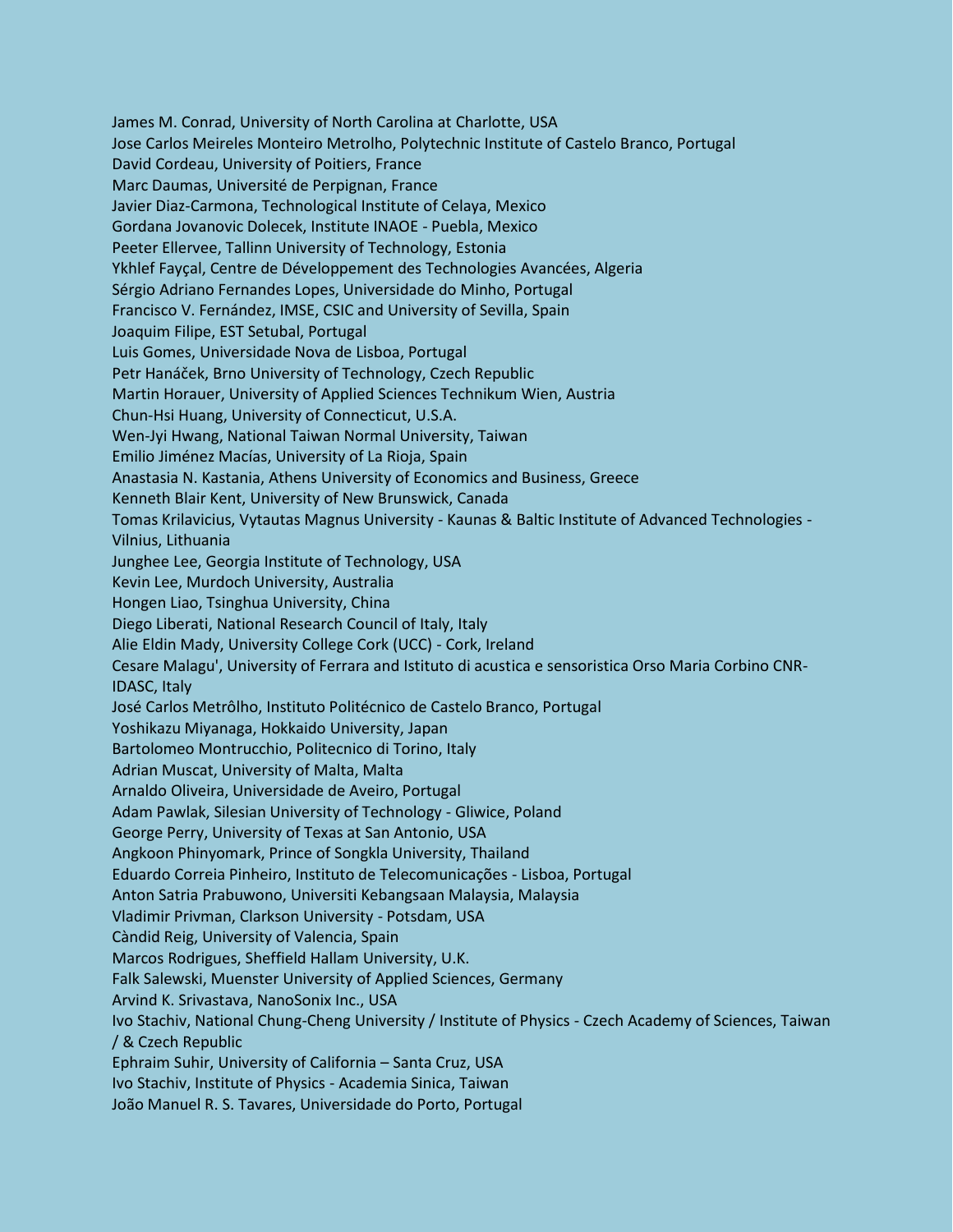James M. Conrad, University of North Carolina at Charlotte, USA
Jose Carlos Meireles Monteiro Metrolho, Polytechnic Institute of Castelo Branco, Portugal
David Cordeau, University of Poitiers, France
Marc Daumas, Université de Perpignan, France
Javier Diaz-Carmona, Technological Institute of Celaya, Mexico
Gordana Jovanovic Dolecek, Institute INAOE - Puebla, Mexico
Peeter Ellervee, Tallinn University of Technology, Estonia
Ykhlef Fayçal, Centre de Développement des Technologies Avancées, Algeria
Sérgio Adriano Fernandes Lopes, Universidade do Minho, Portugal
Francisco V. Fernández, IMSE, CSIC and University of Sevilla, Spain
Joaquim Filipe, EST Setubal, Portugal
Luis Gomes, Universidade Nova de Lisboa, Portugal
Petr Hanáček, Brno University of Technology, Czech Republic
Martin Horauer, University of Applied Sciences Technikum Wien, Austria
Chun-Hsi Huang, University of Connecticut, U.S.A.
Wen-Jyi Hwang, National Taiwan Normal University, Taiwan
Emilio Jiménez Macías, University of La Rioja, Spain
Anastasia N. Kastania, Athens University of Economics and Business, Greece
Kenneth Blair Kent, University of New Brunswick, Canada
Tomas Krilavicius, Vytautas Magnus University - Kaunas & Baltic Institute of Advanced Technologies - Vilnius, Lithuania
Junghee Lee, Georgia Institute of Technology, USA
Kevin Lee, Murdoch University, Australia
Hongen Liao, Tsinghua University, China
Diego Liberati, National Research Council of Italy, Italy
Alie Eldin Mady, University College Cork (UCC) - Cork, Ireland
Cesare Malagu', University of Ferrara and Istituto di acustica e sensoristica Orso Maria Corbino CNR-IDASC, Italy
José Carlos Metrôlho, Instituto Politécnico de Castelo Branco, Portugal
Yoshikazu Miyanaga, Hokkaido University, Japan
Bartolomeo Montrucchio, Politecnico di Torino, Italy
Adrian Muscat, University of Malta, Malta
Arnaldo Oliveira, Universidade de Aveiro, Portugal
Adam Pawlak, Silesian University of Technology - Gliwice, Poland
George Perry, University of Texas at San Antonio, USA
Angkoon Phinyomark, Prince of Songkla University, Thailand
Eduardo Correia Pinheiro, Instituto de Telecomunicações - Lisboa, Portugal
Anton Satria Prabuwono, Universiti Kebangsaan Malaysia, Malaysia
Vladimir Privman, Clarkson University - Potsdam, USA
Càndid Reig, University of Valencia, Spain
Marcos Rodrigues, Sheffield Hallam University, U.K.
Falk Salewski, Muenster University of Applied Sciences, Germany
Arvind K. Srivastava, NanoSonix Inc., USA
Ivo Stachiv, National Chung-Cheng University / Institute of Physics - Czech Academy of Sciences, Taiwan / & Czech Republic
Ephraim Suhir, University of California – Santa Cruz, USA
Ivo Stachiv, Institute of Physics - Academia Sinica, Taiwan
João Manuel R. S. Tavares, Universidade do Porto, Portugal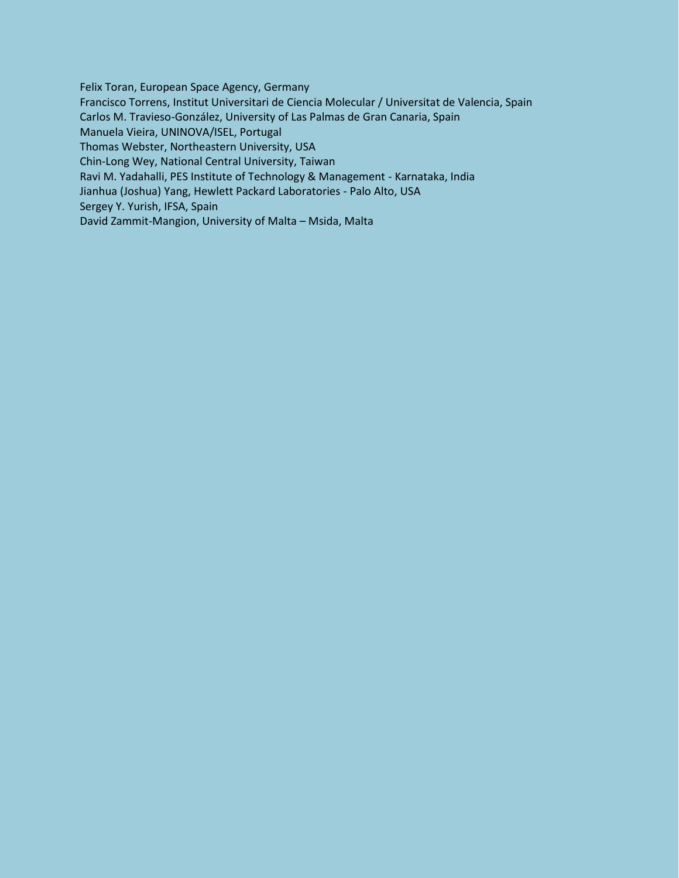Felix Toran, European Space Agency, Germany
Francisco Torrens, Institut Universitari de Ciencia Molecular / Universitat de Valencia, Spain
Carlos M. Travieso-González, University of Las Palmas de Gran Canaria, Spain
Manuela Vieira, UNINOVA/ISEL, Portugal
Thomas Webster, Northeastern University, USA
Chin-Long Wey, National Central University, Taiwan
Ravi M. Yadahalli, PES Institute of Technology & Management - Karnataka, India
Jianhua (Joshua) Yang, Hewlett Packard Laboratories - Palo Alto, USA
Sergey Y. Yurish, IFSA, Spain
David Zammit-Mangion, University of Malta – Msida, Malta